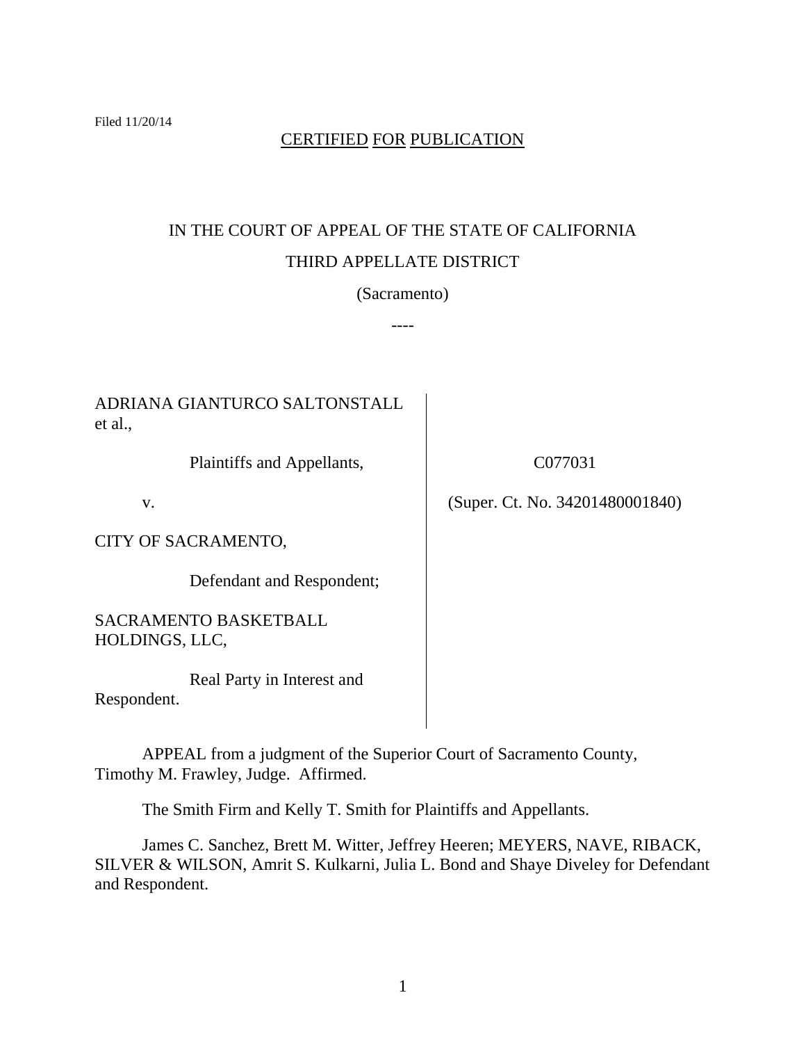Filed 11/20/14

CERTIFIED FOR PUBLICATION

IN THE COURT OF APPEAL OF THE STATE OF CALIFORNIA

THIRD APPELLATE DISTRICT

(Sacramento)

----

| | |
|---|---|
| ADRIANA GIANTURCO SALTONSTALL et al.,<br><br>Plaintiffs and Appellants,<br><br>v.<br><br>CITY OF SACRAMENTO,<br><br>Defendant and Respondent;<br><br>SACRAMENTO BASKETBALL HOLDINGS, LLC,<br><br>Real Party in Interest and Respondent. | C077031<br><br>(Super. Ct. No. 34201480001840) |

APPEAL from a judgment of the Superior Court of Sacramento County, Timothy M. Frawley, Judge. Affirmed.

The Smith Firm and Kelly T. Smith for Plaintiffs and Appellants.

James C. Sanchez, Brett M. Witter, Jeffrey Heeren; MEYERS, NAVE, RIBACK, SILVER & WILSON, Amrit S. Kulkarni, Julia L. Bond and Shaye Diveley for Defendant and Respondent.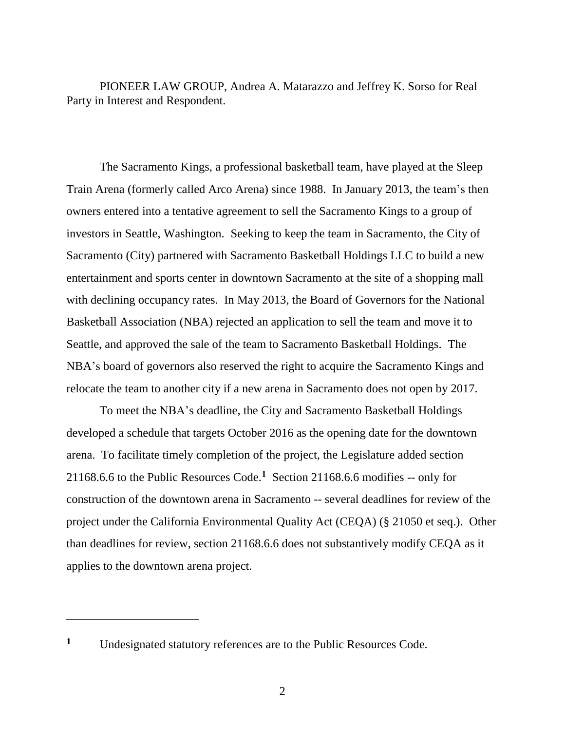PIONEER LAW GROUP, Andrea A. Matarazzo and Jeffrey K. Sorso for Real Party in Interest and Respondent.

The Sacramento Kings, a professional basketball team, have played at the Sleep Train Arena (formerly called Arco Arena) since 1988. In January 2013, the team's then owners entered into a tentative agreement to sell the Sacramento Kings to a group of investors in Seattle, Washington. Seeking to keep the team in Sacramento, the City of Sacramento (City) partnered with Sacramento Basketball Holdings LLC to build a new entertainment and sports center in downtown Sacramento at the site of a shopping mall with declining occupancy rates. In May 2013, the Board of Governors for the National Basketball Association (NBA) rejected an application to sell the team and move it to Seattle, and approved the sale of the team to Sacramento Basketball Holdings. The NBA's board of governors also reserved the right to acquire the Sacramento Kings and relocate the team to another city if a new arena in Sacramento does not open by 2017.

To meet the NBA's deadline, the City and Sacramento Basketball Holdings developed a schedule that targets October 2016 as the opening date for the downtown arena. To facilitate timely completion of the project, the Legislature added section 21168.6.6 to the Public Resources Code.[1] Section 21168.6.6 modifies -- only for construction of the downtown arena in Sacramento -- several deadlines for review of the project under the California Environmental Quality Act (CEQA) (§ 21050 et seq.). Other than deadlines for review, section 21168.6.6 does not substantively modify CEQA as it applies to the downtown arena project.

---

[1] Undesignated statutory references are to the Public Resources Code.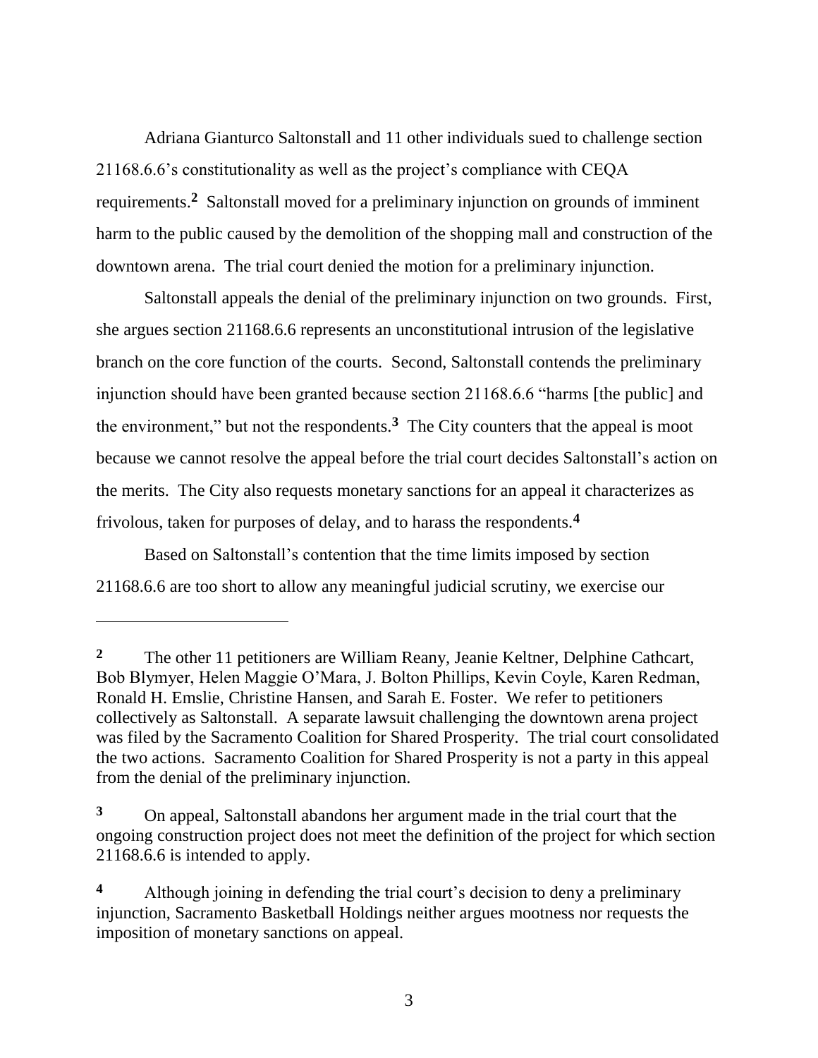Adriana Gianturco Saltonstall and 11 other individuals sued to challenge section 21168.6.6's constitutionality as well as the project's compliance with CEQA requirements.[2] Saltonstall moved for a preliminary injunction on grounds of imminent harm to the public caused by the demolition of the shopping mall and construction of the downtown arena. The trial court denied the motion for a preliminary injunction.

Saltonstall appeals the denial of the preliminary injunction on two grounds. First, she argues section 21168.6.6 represents an unconstitutional intrusion of the legislative branch on the core function of the courts. Second, Saltonstall contends the preliminary injunction should have been granted because section 21168.6.6 "harms [the public] and the environment," but not the respondents.[3] The City counters that the appeal is moot because we cannot resolve the appeal before the trial court decides Saltonstall's action on the merits. The City also requests monetary sanctions for an appeal it characterizes as frivolous, taken for purposes of delay, and to harass the respondents.[4]

Based on Saltonstall's contention that the time limits imposed by section 21168.6.6 are too short to allow any meaningful judicial scrutiny, we exercise our

---

[2] The other 11 petitioners are William Reany, Jeanie Keltner, Delphine Cathcart, Bob Blymyer, Helen Maggie O'Mara, J. Bolton Phillips, Kevin Coyle, Karen Redman, Ronald H. Emslie, Christine Hansen, and Sarah E. Foster. We refer to petitioners collectively as Saltonstall. A separate lawsuit challenging the downtown arena project was filed by the Sacramento Coalition for Shared Prosperity. The trial court consolidated the two actions. Sacramento Coalition for Shared Prosperity is not a party in this appeal from the denial of the preliminary injunction.

[3] On appeal, Saltonstall abandons her argument made in the trial court that the ongoing construction project does not meet the definition of the project for which section 21168.6.6 is intended to apply.

[4] Although joining in defending the trial court's decision to deny a preliminary injunction, Sacramento Basketball Holdings neither argues mootness nor requests the imposition of monetary sanctions on appeal.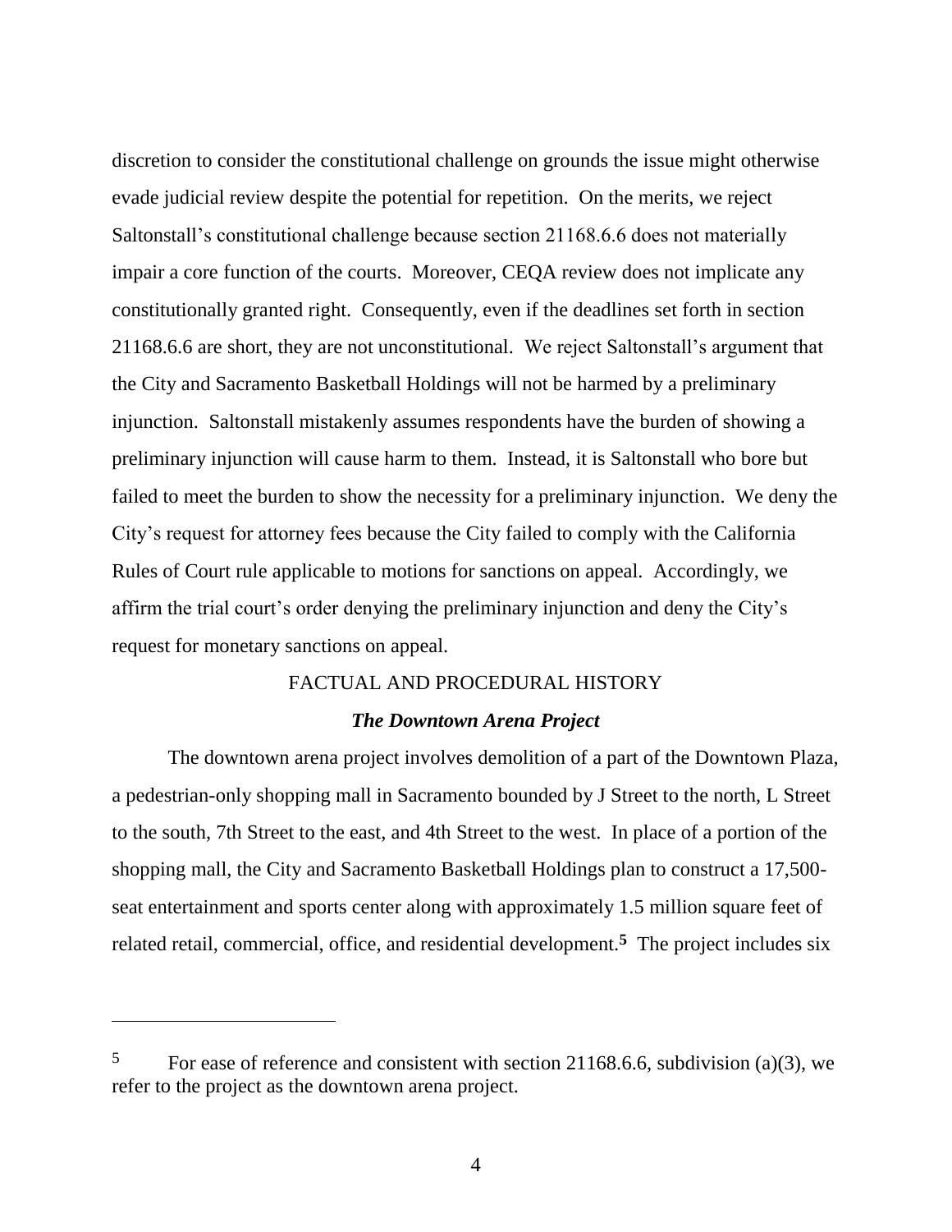discretion to consider the constitutional challenge on grounds the issue might otherwise evade judicial review despite the potential for repetition. On the merits, we reject Saltonstall's constitutional challenge because section 21168.6.6 does not materially impair a core function of the courts. Moreover, CEQA review does not implicate any constitutionally granted right. Consequently, even if the deadlines set forth in section 21168.6.6 are short, they are not unconstitutional. We reject Saltonstall's argument that the City and Sacramento Basketball Holdings will not be harmed by a preliminary injunction. Saltonstall mistakenly assumes respondents have the burden of showing a preliminary injunction will cause harm to them. Instead, it is Saltonstall who bore but failed to meet the burden to show the necessity for a preliminary injunction. We deny the City's request for attorney fees because the City failed to comply with the California Rules of Court rule applicable to motions for sanctions on appeal. Accordingly, we affirm the trial court's order denying the preliminary injunction and deny the City's request for monetary sanctions on appeal.

## FACTUAL AND PROCEDURAL HISTORY

### *The Downtown Arena Project*

The downtown arena project involves demolition of a part of the Downtown Plaza, a pedestrian-only shopping mall in Sacramento bounded by J Street to the north, L Street to the south, 7th Street to the east, and 4th Street to the west. In place of a portion of the shopping mall, the City and Sacramento Basketball Holdings plan to construct a 17,500-seat entertainment and sports center along with approximately 1.5 million square feet of related retail, commercial, office, and residential development.[5] The project includes six

---

[5] For ease of reference and consistent with section 21168.6.6, subdivision (a)(3), we refer to the project as the downtown arena project.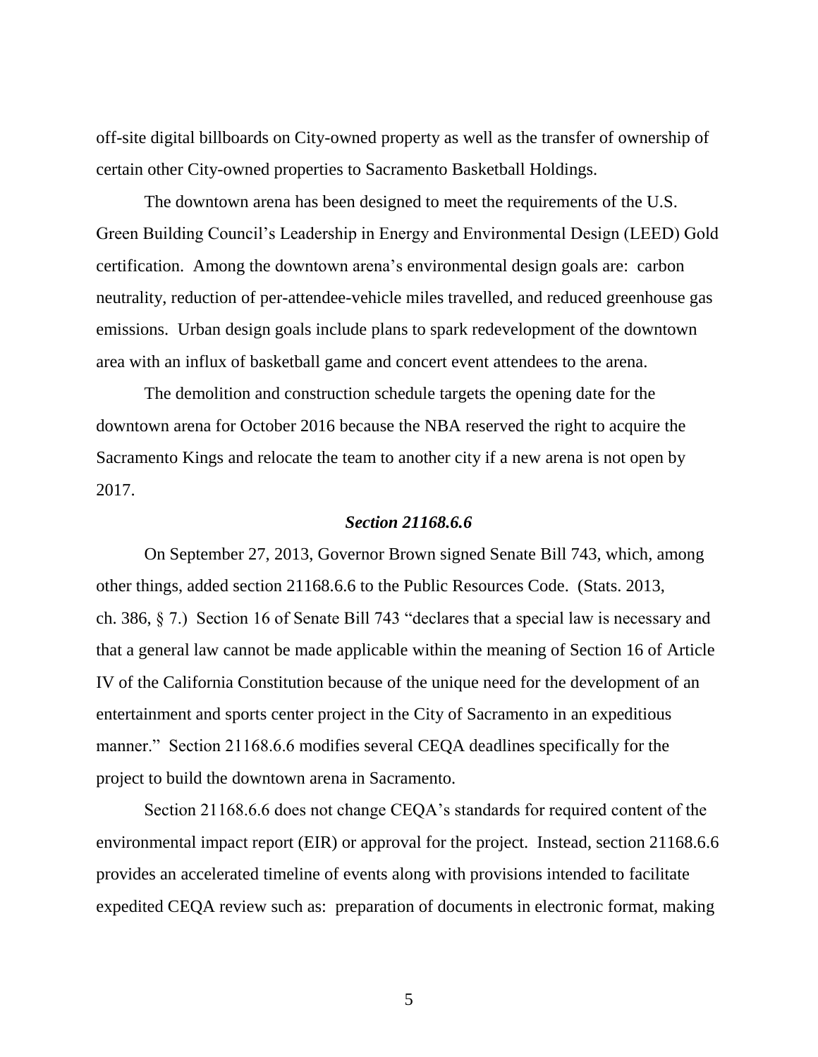off-site digital billboards on City-owned property as well as the transfer of ownership of certain other City-owned properties to Sacramento Basketball Holdings.

The downtown arena has been designed to meet the requirements of the U.S. Green Building Council's Leadership in Energy and Environmental Design (LEED) Gold certification. Among the downtown arena's environmental design goals are: carbon neutrality, reduction of per-attendee-vehicle miles travelled, and reduced greenhouse gas emissions. Urban design goals include plans to spark redevelopment of the downtown area with an influx of basketball game and concert event attendees to the arena.

The demolition and construction schedule targets the opening date for the downtown arena for October 2016 because the NBA reserved the right to acquire the Sacramento Kings and relocate the team to another city if a new arena is not open by 2017.

### *Section 21168.6.6*

On September 27, 2013, Governor Brown signed Senate Bill 743, which, among other things, added section 21168.6.6 to the Public Resources Code. (Stats. 2013, ch. 386, § 7.) Section 16 of Senate Bill 743 "declares that a special law is necessary and that a general law cannot be made applicable within the meaning of Section 16 of Article IV of the California Constitution because of the unique need for the development of an entertainment and sports center project in the City of Sacramento in an expeditious manner." Section 21168.6.6 modifies several CEQA deadlines specifically for the project to build the downtown arena in Sacramento.

Section 21168.6.6 does not change CEQA's standards for required content of the environmental impact report (EIR) or approval for the project. Instead, section 21168.6.6 provides an accelerated timeline of events along with provisions intended to facilitate expedited CEQA review such as: preparation of documents in electronic format, making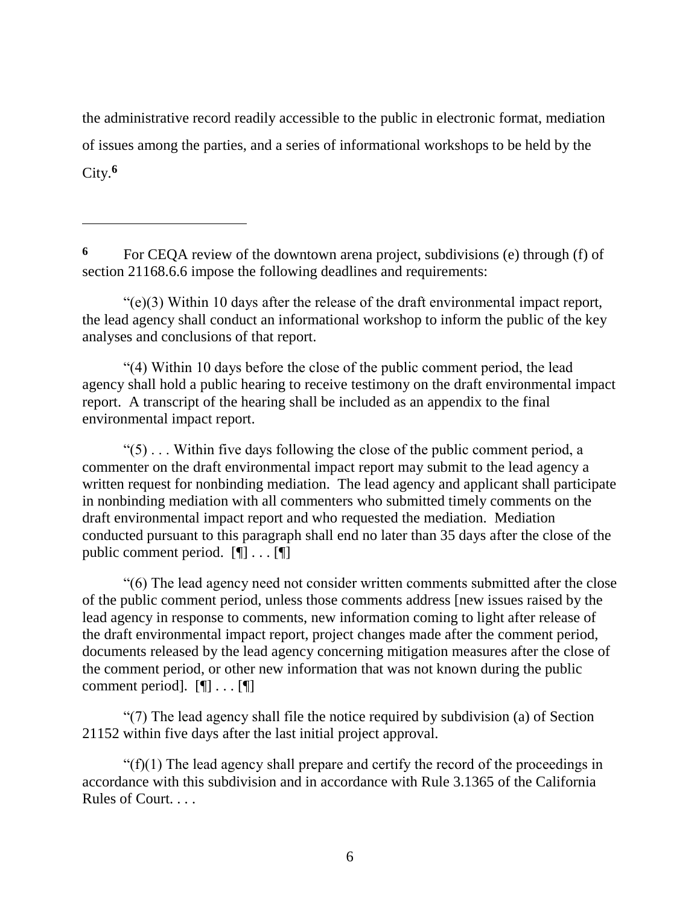the administrative record readily accessible to the public in electronic format, mediation of issues among the parties, and a series of informational workshops to be held by the City.[6]

---

[6] For CEQA review of the downtown arena project, subdivisions (e) through (f) of section 21168.6.6 impose the following deadlines and requirements:

"(e)(3) Within 10 days after the release of the draft environmental impact report, the lead agency shall conduct an informational workshop to inform the public of the key analyses and conclusions of that report.

"(4) Within 10 days before the close of the public comment period, the lead agency shall hold a public hearing to receive testimony on the draft environmental impact report. A transcript of the hearing shall be included as an appendix to the final environmental impact report.

"(5) . . . Within five days following the close of the public comment period, a commenter on the draft environmental impact report may submit to the lead agency a written request for nonbinding mediation. The lead agency and applicant shall participate in nonbinding mediation with all commenters who submitted timely comments on the draft environmental impact report and who requested the mediation. Mediation conducted pursuant to this paragraph shall end no later than 35 days after the close of the public comment period. [¶] . . . [¶]

"(6) The lead agency need not consider written comments submitted after the close of the public comment period, unless those comments address [new issues raised by the lead agency in response to comments, new information coming to light after release of the draft environmental impact report, project changes made after the comment period, documents released by the lead agency concerning mitigation measures after the close of the comment period, or other new information that was not known during the public comment period]. [¶] . . . [¶]

"(7) The lead agency shall file the notice required by subdivision (a) of Section 21152 within five days after the last initial project approval.

"(f)(1) The lead agency shall prepare and certify the record of the proceedings in accordance with this subdivision and in accordance with Rule 3.1365 of the California Rules of Court. . . .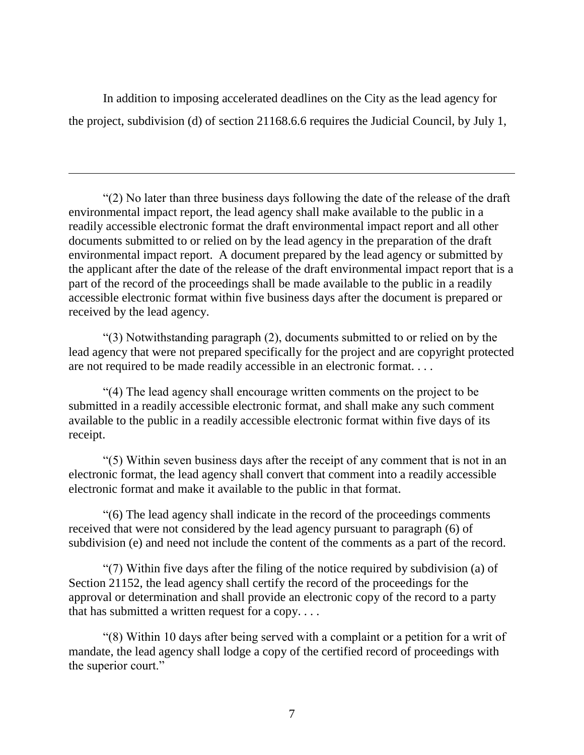In addition to imposing accelerated deadlines on the City as the lead agency for the project, subdivision (d) of section 21168.6.6 requires the Judicial Council, by July 1,

---

"(2) No later than three business days following the date of the release of the draft environmental impact report, the lead agency shall make available to the public in a readily accessible electronic format the draft environmental impact report and all other documents submitted to or relied on by the lead agency in the preparation of the draft environmental impact report. A document prepared by the lead agency or submitted by the applicant after the date of the release of the draft environmental impact report that is a part of the record of the proceedings shall be made available to the public in a readily accessible electronic format within five business days after the document is prepared or received by the lead agency.

"(3) Notwithstanding paragraph (2), documents submitted to or relied on by the lead agency that were not prepared specifically for the project and are copyright protected are not required to be made readily accessible in an electronic format. . . .

"(4) The lead agency shall encourage written comments on the project to be submitted in a readily accessible electronic format, and shall make any such comment available to the public in a readily accessible electronic format within five days of its receipt.

"(5) Within seven business days after the receipt of any comment that is not in an electronic format, the lead agency shall convert that comment into a readily accessible electronic format and make it available to the public in that format.

"(6) The lead agency shall indicate in the record of the proceedings comments received that were not considered by the lead agency pursuant to paragraph (6) of subdivision (e) and need not include the content of the comments as a part of the record.

"(7) Within five days after the filing of the notice required by subdivision (a) of Section 21152, the lead agency shall certify the record of the proceedings for the approval or determination and shall provide an electronic copy of the record to a party that has submitted a written request for a copy. . . .

"(8) Within 10 days after being served with a complaint or a petition for a writ of mandate, the lead agency shall lodge a copy of the certified record of proceedings with the superior court."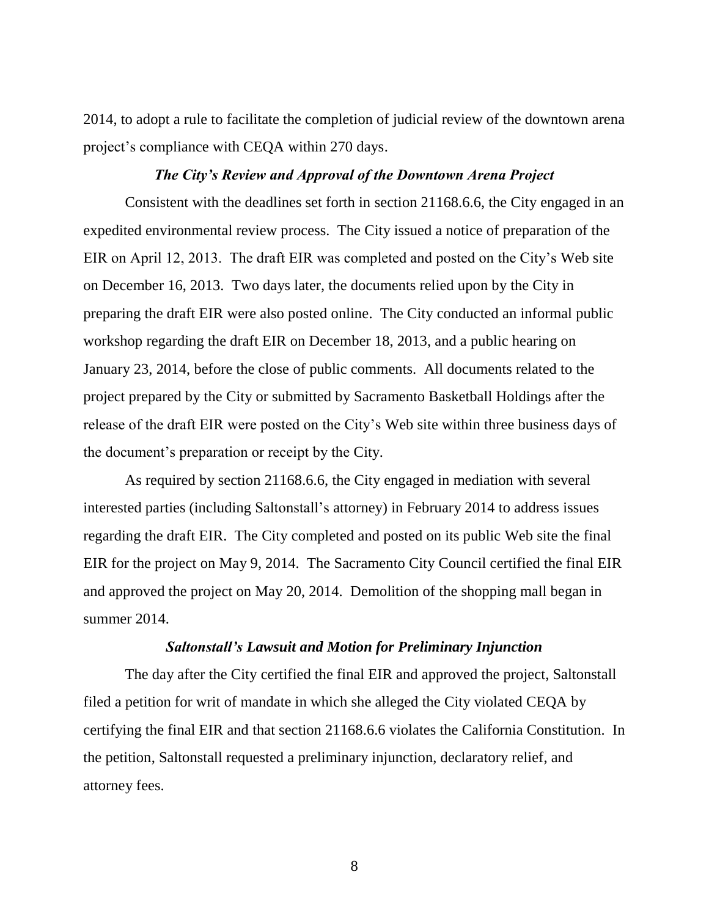2014, to adopt a rule to facilitate the completion of judicial review of the downtown arena project's compliance with CEQA within 270 days.

### *The City's Review and Approval of the Downtown Arena Project*

Consistent with the deadlines set forth in section 21168.6.6, the City engaged in an expedited environmental review process. The City issued a notice of preparation of the EIR on April 12, 2013. The draft EIR was completed and posted on the City's Web site on December 16, 2013. Two days later, the documents relied upon by the City in preparing the draft EIR were also posted online. The City conducted an informal public workshop regarding the draft EIR on December 18, 2013, and a public hearing on January 23, 2014, before the close of public comments. All documents related to the project prepared by the City or submitted by Sacramento Basketball Holdings after the release of the draft EIR were posted on the City's Web site within three business days of the document's preparation or receipt by the City.

As required by section 21168.6.6, the City engaged in mediation with several interested parties (including Saltonstall's attorney) in February 2014 to address issues regarding the draft EIR. The City completed and posted on its public Web site the final EIR for the project on May 9, 2014. The Sacramento City Council certified the final EIR and approved the project on May 20, 2014. Demolition of the shopping mall began in summer 2014.

### *Saltonstall's Lawsuit and Motion for Preliminary Injunction*

The day after the City certified the final EIR and approved the project, Saltonstall filed a petition for writ of mandate in which she alleged the City violated CEQA by certifying the final EIR and that section 21168.6.6 violates the California Constitution. In the petition, Saltonstall requested a preliminary injunction, declaratory relief, and attorney fees.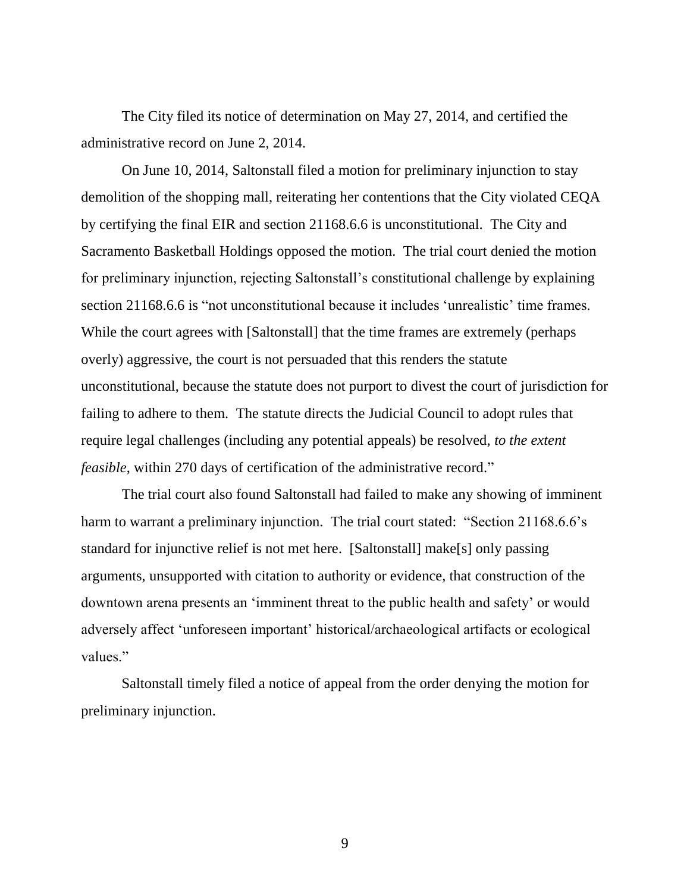The City filed its notice of determination on May 27, 2014, and certified the administrative record on June 2, 2014.

On June 10, 2014, Saltonstall filed a motion for preliminary injunction to stay demolition of the shopping mall, reiterating her contentions that the City violated CEQA by certifying the final EIR and section 21168.6.6 is unconstitutional. The City and Sacramento Basketball Holdings opposed the motion. The trial court denied the motion for preliminary injunction, rejecting Saltonstall's constitutional challenge by explaining section 21168.6.6 is "not unconstitutional because it includes 'unrealistic' time frames. While the court agrees with [Saltonstall] that the time frames are extremely (perhaps overly) aggressive, the court is not persuaded that this renders the statute unconstitutional, because the statute does not purport to divest the court of jurisdiction for failing to adhere to them. The statute directs the Judicial Council to adopt rules that require legal challenges (including any potential appeals) be resolved, *to the extent feasible*, within 270 days of certification of the administrative record."

The trial court also found Saltonstall had failed to make any showing of imminent harm to warrant a preliminary injunction. The trial court stated: "Section 21168.6.6's standard for injunctive relief is not met here. [Saltonstall] make[s] only passing arguments, unsupported with citation to authority or evidence, that construction of the downtown arena presents an 'imminent threat to the public health and safety' or would adversely affect 'unforeseen important' historical/archaeological artifacts or ecological values."

Saltonstall timely filed a notice of appeal from the order denying the motion for preliminary injunction.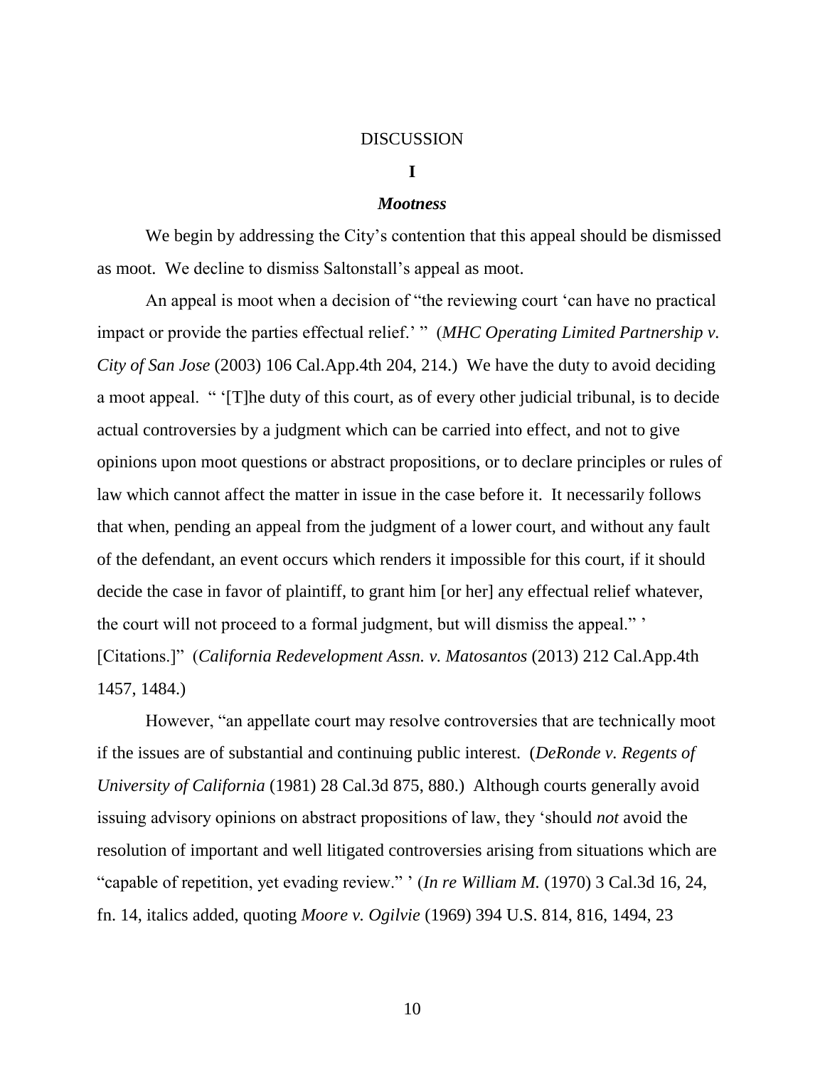DISCUSSION

**I**

***Mootness***

We begin by addressing the City's contention that this appeal should be dismissed as moot. We decline to dismiss Saltonstall's appeal as moot.

An appeal is moot when a decision of "the reviewing court 'can have no practical impact or provide the parties effectual relief.' " (*MHC Operating Limited Partnership v. City of San Jose* (2003) 106 Cal.App.4th 204, 214.) We have the duty to avoid deciding a moot appeal. " '[T]he duty of this court, as of every other judicial tribunal, is to decide actual controversies by a judgment which can be carried into effect, and not to give opinions upon moot questions or abstract propositions, or to declare principles or rules of law which cannot affect the matter in issue in the case before it. It necessarily follows that when, pending an appeal from the judgment of a lower court, and without any fault of the defendant, an event occurs which renders it impossible for this court, if it should decide the case in favor of plaintiff, to grant him [or her] any effectual relief whatever, the court will not proceed to a formal judgment, but will dismiss the appeal." ' [Citations.]" (*California Redevelopment Assn. v. Matosantos* (2013) 212 Cal.App.4th 1457, 1484.)

However, "an appellate court may resolve controversies that are technically moot if the issues are of substantial and continuing public interest. (*DeRonde v. Regents of University of California* (1981) 28 Cal.3d 875, 880.) Although courts generally avoid issuing advisory opinions on abstract propositions of law, they 'should *not* avoid the resolution of important and well litigated controversies arising from situations which are "capable of repetition, yet evading review." ' (*In re William M.* (1970) 3 Cal.3d 16, 24, fn. 14, italics added, quoting *Moore v. Ogilvie* (1969) 394 U.S. 814, 816, 1494, 23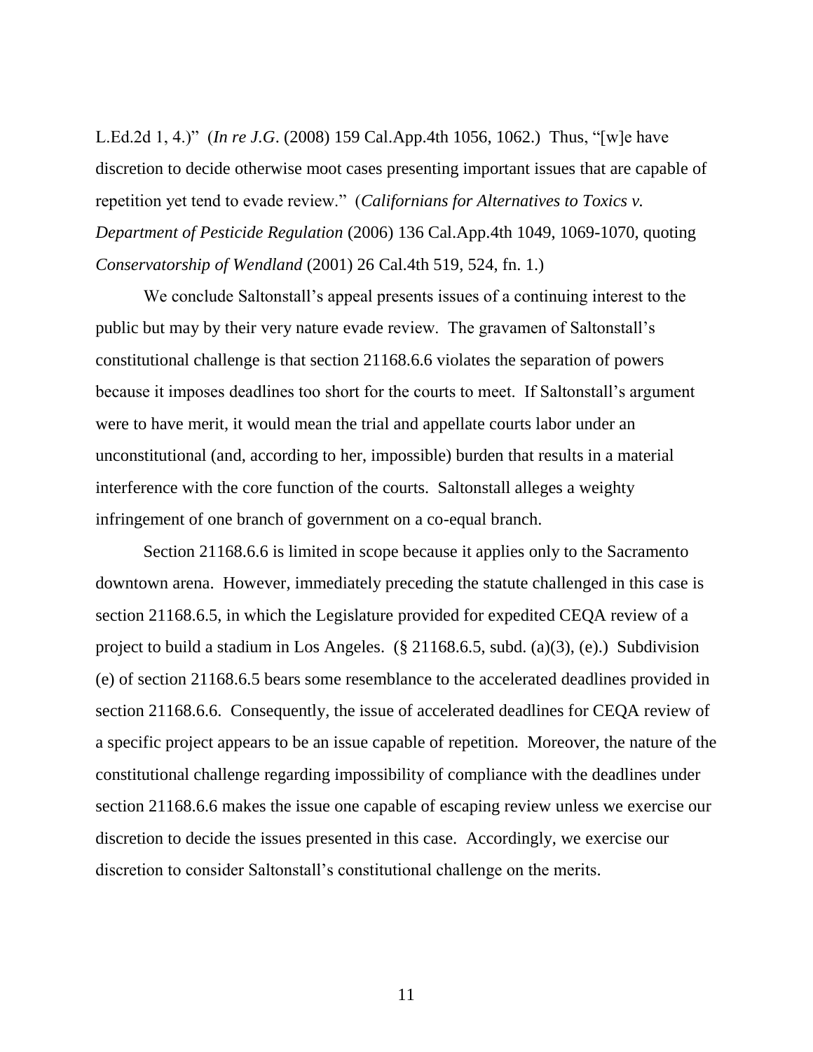L.Ed.2d 1, 4.)" (*In re J.G*. (2008) 159 Cal.App.4th 1056, 1062.) Thus, "[w]e have discretion to decide otherwise moot cases presenting important issues that are capable of repetition yet tend to evade review." (*Californians for Alternatives to Toxics v. Department of Pesticide Regulation* (2006) 136 Cal.App.4th 1049, 1069-1070, quoting *Conservatorship of Wendland* (2001) 26 Cal.4th 519, 524, fn. 1.)

We conclude Saltonstall's appeal presents issues of a continuing interest to the public but may by their very nature evade review. The gravamen of Saltonstall's constitutional challenge is that section 21168.6.6 violates the separation of powers because it imposes deadlines too short for the courts to meet. If Saltonstall's argument were to have merit, it would mean the trial and appellate courts labor under an unconstitutional (and, according to her, impossible) burden that results in a material interference with the core function of the courts. Saltonstall alleges a weighty infringement of one branch of government on a co-equal branch.

Section 21168.6.6 is limited in scope because it applies only to the Sacramento downtown arena. However, immediately preceding the statute challenged in this case is section 21168.6.5, in which the Legislature provided for expedited CEQA review of a project to build a stadium in Los Angeles. (§ 21168.6.5, subd. (a)(3), (e).) Subdivision (e) of section 21168.6.5 bears some resemblance to the accelerated deadlines provided in section 21168.6.6. Consequently, the issue of accelerated deadlines for CEQA review of a specific project appears to be an issue capable of repetition. Moreover, the nature of the constitutional challenge regarding impossibility of compliance with the deadlines under section 21168.6.6 makes the issue one capable of escaping review unless we exercise our discretion to decide the issues presented in this case. Accordingly, we exercise our discretion to consider Saltonstall's constitutional challenge on the merits.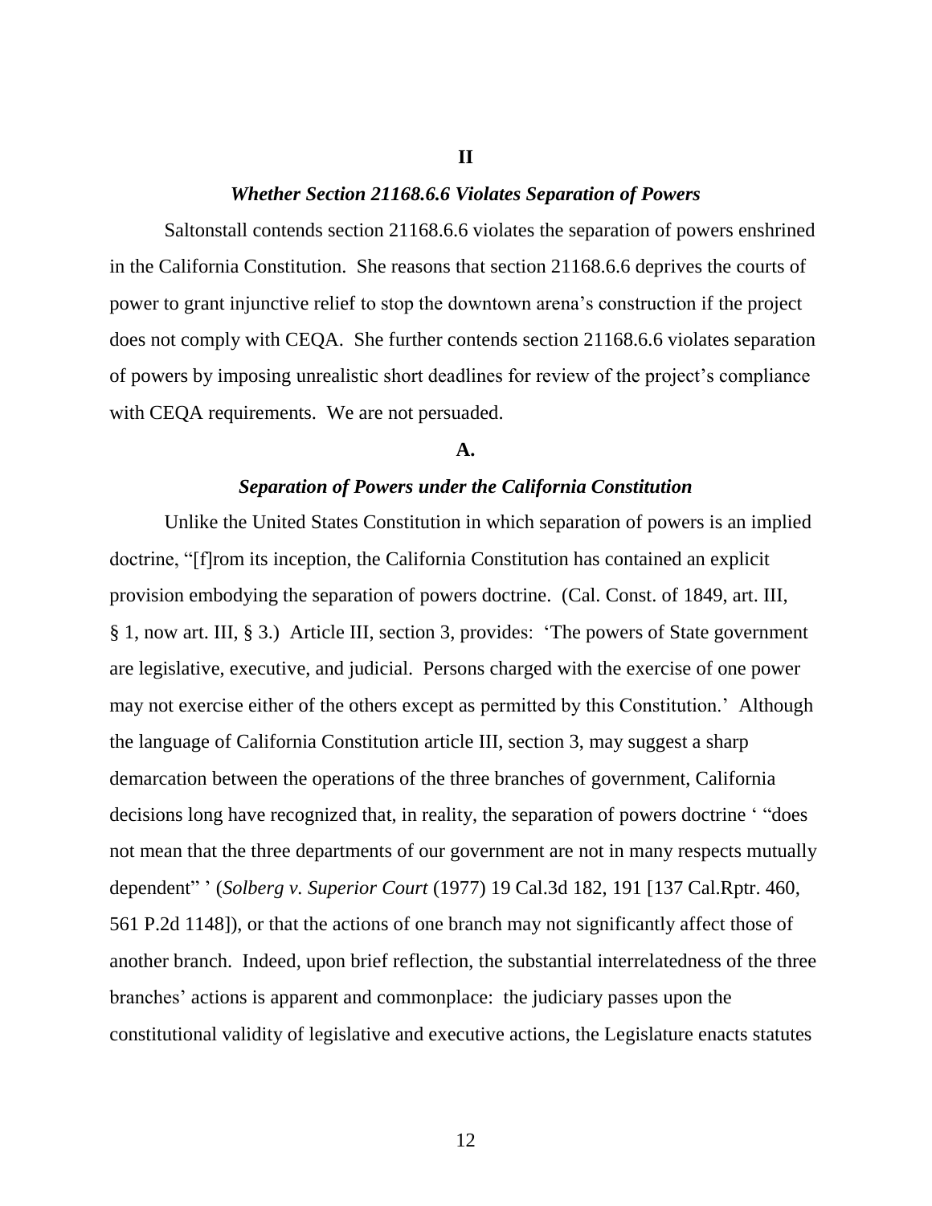## II

### *Whether Section 21168.6.6 Violates Separation of Powers*

Saltonstall contends section 21168.6.6 violates the separation of powers enshrined in the California Constitution. She reasons that section 21168.6.6 deprives the courts of power to grant injunctive relief to stop the downtown arena's construction if the project does not comply with CEQA. She further contends section 21168.6.6 violates separation of powers by imposing unrealistic short deadlines for review of the project's compliance with CEQA requirements. We are not persuaded.

### A.

### *Separation of Powers under the California Constitution*

Unlike the United States Constitution in which separation of powers is an implied doctrine, "[f]rom its inception, the California Constitution has contained an explicit provision embodying the separation of powers doctrine. (Cal. Const. of 1849, art. III, § 1, now art. III, § 3.) Article III, section 3, provides: 'The powers of State government are legislative, executive, and judicial. Persons charged with the exercise of one power may not exercise either of the others except as permitted by this Constitution.' Although the language of California Constitution article III, section 3, may suggest a sharp demarcation between the operations of the three branches of government, California decisions long have recognized that, in reality, the separation of powers doctrine ' "does not mean that the three departments of our government are not in many respects mutually dependent" ' (*Solberg v. Superior Court* (1977) 19 Cal.3d 182, 191 [137 Cal.Rptr. 460, 561 P.2d 1148]), or that the actions of one branch may not significantly affect those of another branch. Indeed, upon brief reflection, the substantial interrelatedness of the three branches' actions is apparent and commonplace: the judiciary passes upon the constitutional validity of legislative and executive actions, the Legislature enacts statutes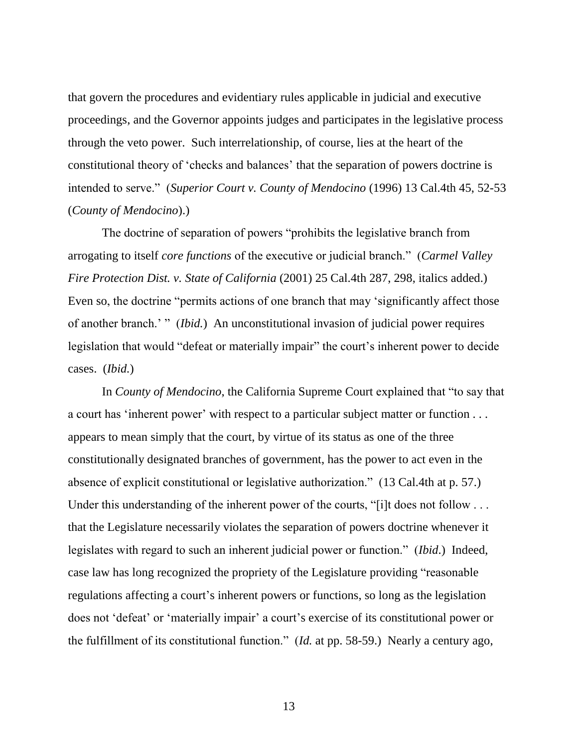that govern the procedures and evidentiary rules applicable in judicial and executive proceedings, and the Governor appoints judges and participates in the legislative process through the veto power. Such interrelationship, of course, lies at the heart of the constitutional theory of 'checks and balances' that the separation of powers doctrine is intended to serve." (*Superior Court v. County of Mendocino* (1996) 13 Cal.4th 45, 52-53 (*County of Mendocino*).)

The doctrine of separation of powers "prohibits the legislative branch from arrogating to itself *core functions* of the executive or judicial branch." (*Carmel Valley Fire Protection Dist. v. State of California* (2001) 25 Cal.4th 287, 298, italics added.) Even so, the doctrine "permits actions of one branch that may 'significantly affect those of another branch.' " (*Ibid.*) An unconstitutional invasion of judicial power requires legislation that would "defeat or materially impair" the court's inherent power to decide cases. (*Ibid.*)

In *County of Mendocino,* the California Supreme Court explained that "to say that a court has 'inherent power' with respect to a particular subject matter or function . . . appears to mean simply that the court, by virtue of its status as one of the three constitutionally designated branches of government, has the power to act even in the absence of explicit constitutional or legislative authorization." (13 Cal.4th at p. 57.) Under this understanding of the inherent power of the courts, "[i]t does not follow . . . that the Legislature necessarily violates the separation of powers doctrine whenever it legislates with regard to such an inherent judicial power or function." (*Ibid*.) Indeed, case law has long recognized the propriety of the Legislature providing "reasonable regulations affecting a court's inherent powers or functions, so long as the legislation does not 'defeat' or 'materially impair' a court's exercise of its constitutional power or the fulfillment of its constitutional function." (*Id.* at pp. 58-59.) Nearly a century ago,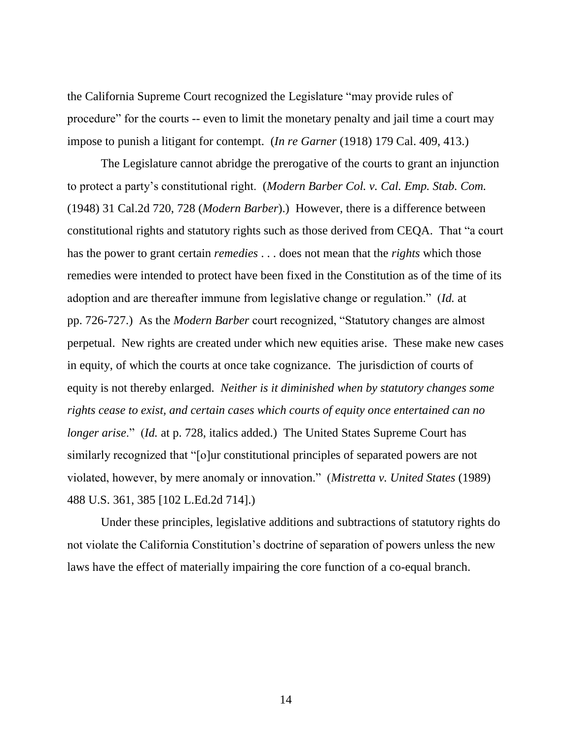the California Supreme Court recognized the Legislature "may provide rules of procedure" for the courts -- even to limit the monetary penalty and jail time a court may impose to punish a litigant for contempt. (*In re Garner* (1918) 179 Cal. 409, 413.)

The Legislature cannot abridge the prerogative of the courts to grant an injunction to protect a party's constitutional right. (*Modern Barber Col. v. Cal. Emp. Stab. Com.* (1948) 31 Cal.2d 720, 728 (*Modern Barber*).) However, there is a difference between constitutional rights and statutory rights such as those derived from CEQA. That "a court has the power to grant certain *remedies* . . . does not mean that the *rights* which those remedies were intended to protect have been fixed in the Constitution as of the time of its adoption and are thereafter immune from legislative change or regulation." (*Id.* at pp. 726-727.) As the *Modern Barber* court recognized, "Statutory changes are almost perpetual. New rights are created under which new equities arise. These make new cases in equity, of which the courts at once take cognizance. The jurisdiction of courts of equity is not thereby enlarged. *Neither is it diminished when by statutory changes some rights cease to exist, and certain cases which courts of equity once entertained can no longer arise*." (*Id.* at p. 728, italics added.) The United States Supreme Court has similarly recognized that "[o]ur constitutional principles of separated powers are not violated, however, by mere anomaly or innovation." (*Mistretta v. United States* (1989) 488 U.S. 361, 385 [102 L.Ed.2d 714].)

Under these principles, legislative additions and subtractions of statutory rights do not violate the California Constitution's doctrine of separation of powers unless the new laws have the effect of materially impairing the core function of a co-equal branch.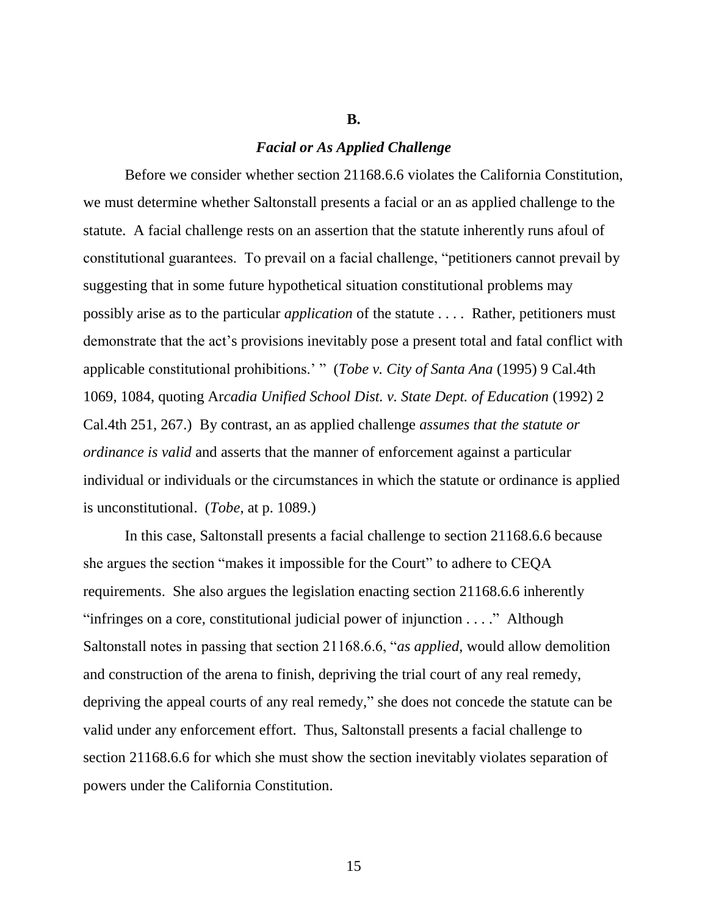## B.

### *Facial or As Applied Challenge*

Before we consider whether section 21168.6.6 violates the California Constitution, we must determine whether Saltonstall presents a facial or an as applied challenge to the statute. A facial challenge rests on an assertion that the statute inherently runs afoul of constitutional guarantees. To prevail on a facial challenge, "petitioners cannot prevail by suggesting that in some future hypothetical situation constitutional problems may possibly arise as to the particular *application* of the statute . . . . Rather, petitioners must demonstrate that the act's provisions inevitably pose a present total and fatal conflict with applicable constitutional prohibitions.' " (*Tobe v. City of Santa Ana* (1995) 9 Cal.4th 1069, 1084, quoting Ar*cadia Unified School Dist. v. State Dept. of Education* (1992) 2 Cal.4th 251, 267.) By contrast, an as applied challenge *assumes that the statute or ordinance is valid* and asserts that the manner of enforcement against a particular individual or individuals or the circumstances in which the statute or ordinance is applied is unconstitutional. (*Tobe*, at p. 1089.)

In this case, Saltonstall presents a facial challenge to section 21168.6.6 because she argues the section "makes it impossible for the Court" to adhere to CEQA requirements. She also argues the legislation enacting section 21168.6.6 inherently "infringes on a core, constitutional judicial power of injunction . . . ." Although Saltonstall notes in passing that section 21168.6.6, "*as applied*, would allow demolition and construction of the arena to finish, depriving the trial court of any real remedy, depriving the appeal courts of any real remedy," she does not concede the statute can be valid under any enforcement effort. Thus, Saltonstall presents a facial challenge to section 21168.6.6 for which she must show the section inevitably violates separation of powers under the California Constitution.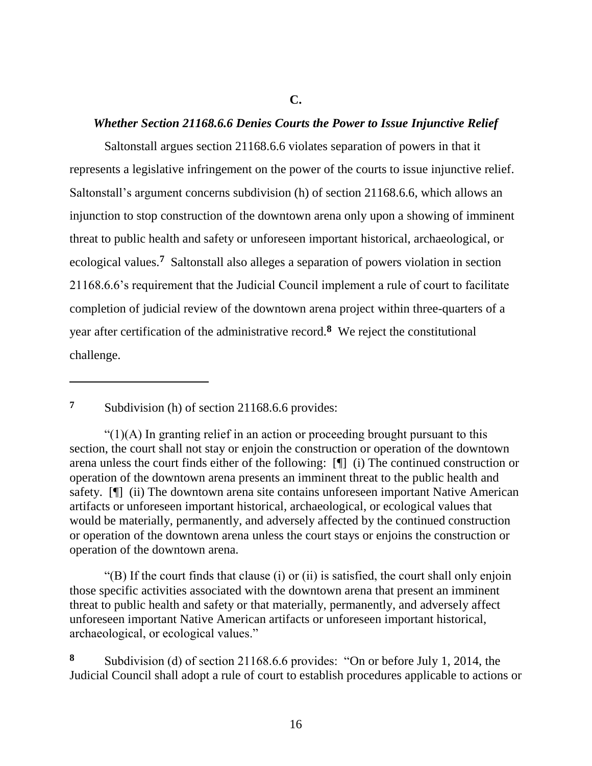## C.

### *Whether Section 21168.6.6 Denies Courts the Power to Issue Injunctive Relief*

Saltonstall argues section 21168.6.6 violates separation of powers in that it represents a legislative infringement on the power of the courts to issue injunctive relief. Saltonstall's argument concerns subdivision (h) of section 21168.6.6, which allows an injunction to stop construction of the downtown arena only upon a showing of imminent threat to public health and safety or unforeseen important historical, archaeological, or ecological values.[7] Saltonstall also alleges a separation of powers violation in section 21168.6.6's requirement that the Judicial Council implement a rule of court to facilitate completion of judicial review of the downtown arena project within three-quarters of a year after certification of the administrative record.[8] We reject the constitutional challenge.

---

**7** Subdivision (h) of section 21168.6.6 provides:

"(1)(A) In granting relief in an action or proceeding brought pursuant to this section, the court shall not stay or enjoin the construction or operation of the downtown arena unless the court finds either of the following: [¶] (i) The continued construction or operation of the downtown arena presents an imminent threat to the public health and safety. [¶] (ii) The downtown arena site contains unforeseen important Native American artifacts or unforeseen important historical, archaeological, or ecological values that would be materially, permanently, and adversely affected by the continued construction or operation of the downtown arena unless the court stays or enjoins the construction or operation of the downtown arena.

"(B) If the court finds that clause (i) or (ii) is satisfied, the court shall only enjoin those specific activities associated with the downtown arena that present an imminent threat to public health and safety or that materially, permanently, and adversely affect unforeseen important Native American artifacts or unforeseen important historical, archaeological, or ecological values."

**8** Subdivision (d) of section 21168.6.6 provides: "On or before July 1, 2014, the Judicial Council shall adopt a rule of court to establish procedures applicable to actions or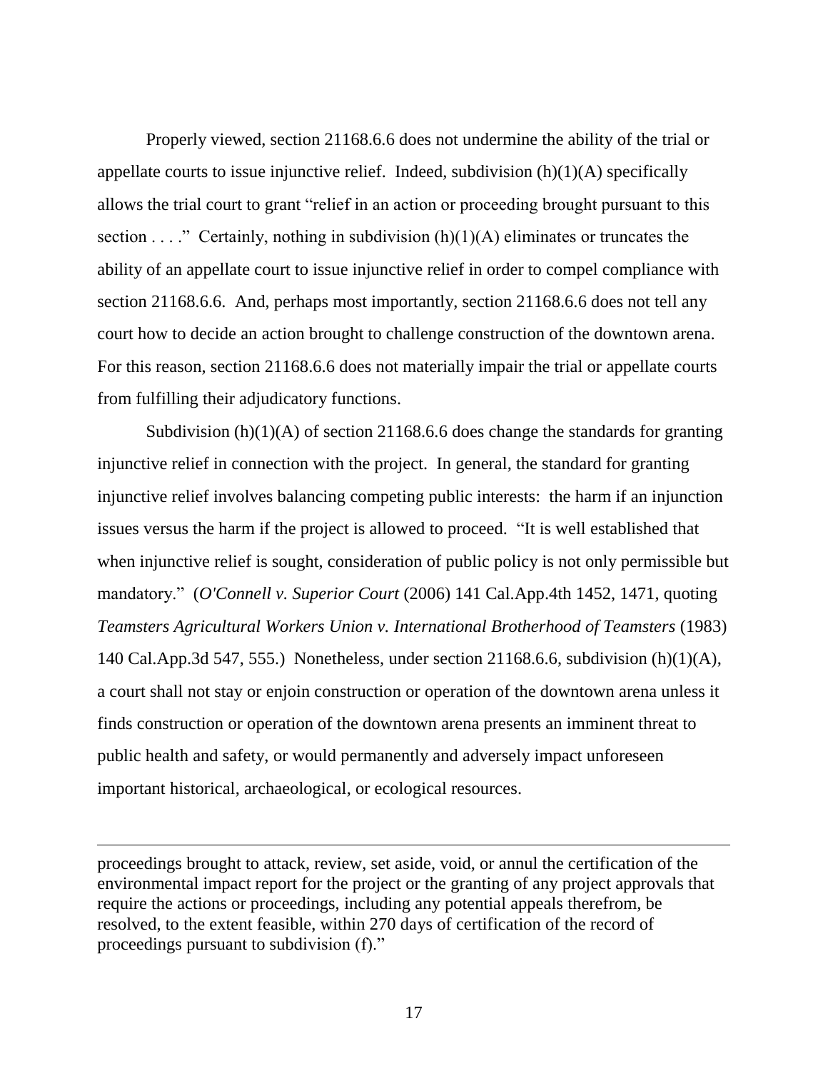Properly viewed, section 21168.6.6 does not undermine the ability of the trial or appellate courts to issue injunctive relief. Indeed, subdivision (h)(1)(A) specifically allows the trial court to grant "relief in an action or proceeding brought pursuant to this section . . . ." Certainly, nothing in subdivision (h)(1)(A) eliminates or truncates the ability of an appellate court to issue injunctive relief in order to compel compliance with section 21168.6.6. And, perhaps most importantly, section 21168.6.6 does not tell any court how to decide an action brought to challenge construction of the downtown arena. For this reason, section 21168.6.6 does not materially impair the trial or appellate courts from fulfilling their adjudicatory functions.

Subdivision (h)(1)(A) of section 21168.6.6 does change the standards for granting injunctive relief in connection with the project. In general, the standard for granting injunctive relief involves balancing competing public interests: the harm if an injunction issues versus the harm if the project is allowed to proceed. "It is well established that when injunctive relief is sought, consideration of public policy is not only permissible but mandatory." (*O'Connell v. Superior Court* (2006) 141 Cal.App.4th 1452, 1471, quoting *Teamsters Agricultural Workers Union v. International Brotherhood of Teamsters* (1983) 140 Cal.App.3d 547, 555.) Nonetheless, under section 21168.6.6, subdivision (h)(1)(A), a court shall not stay or enjoin construction or operation of the downtown arena unless it finds construction or operation of the downtown arena presents an imminent threat to public health and safety, or would permanently and adversely impact unforeseen important historical, archaeological, or ecological resources.

---

proceedings brought to attack, review, set aside, void, or annul the certification of the environmental impact report for the project or the granting of any project approvals that require the actions or proceedings, including any potential appeals therefrom, be resolved, to the extent feasible, within 270 days of certification of the record of proceedings pursuant to subdivision (f)."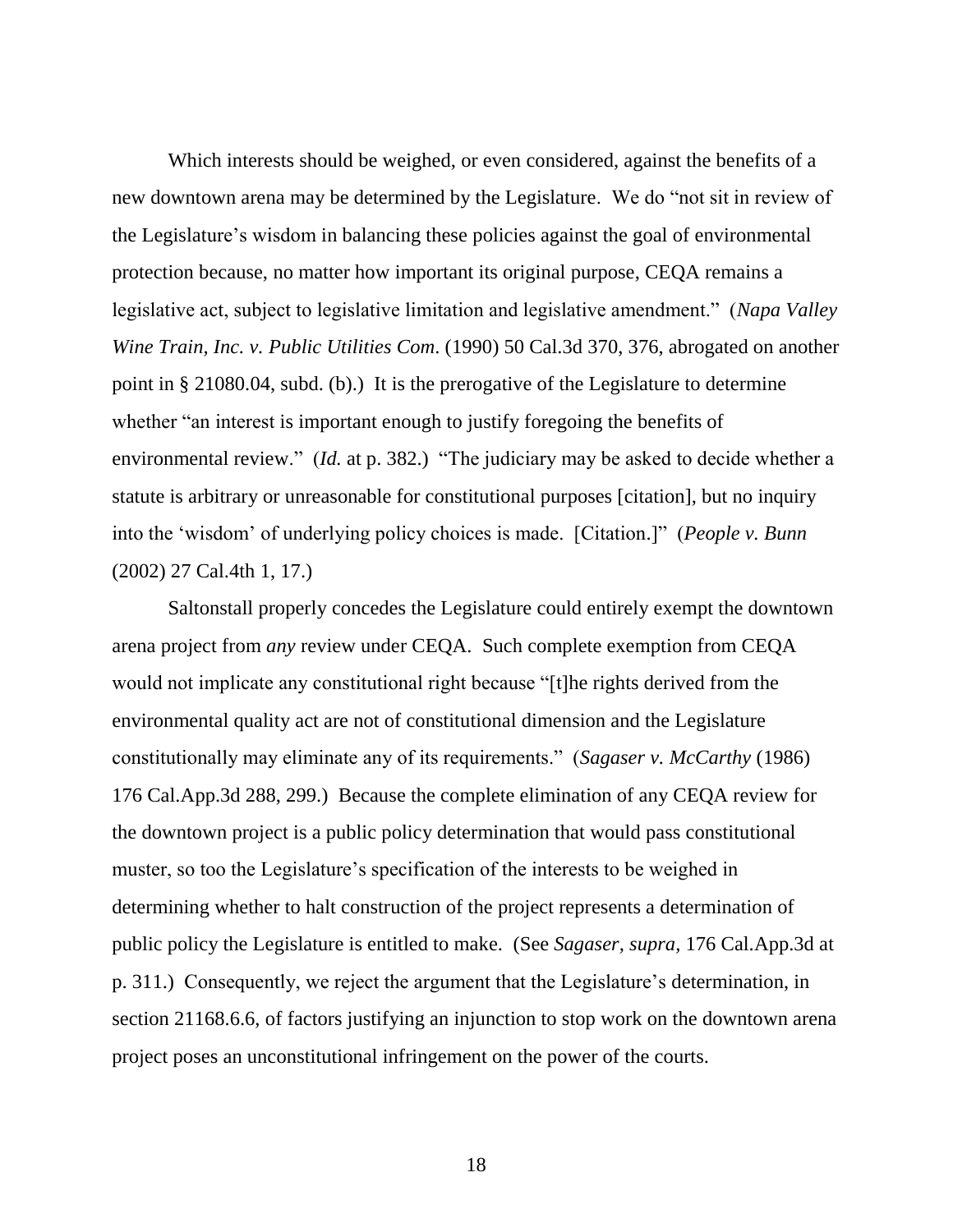Which interests should be weighed, or even considered, against the benefits of a new downtown arena may be determined by the Legislature. We do "not sit in review of the Legislature's wisdom in balancing these policies against the goal of environmental protection because, no matter how important its original purpose, CEQA remains a legislative act, subject to legislative limitation and legislative amendment." (*Napa Valley Wine Train, Inc. v. Public Utilities Com*. (1990) 50 Cal.3d 370, 376, abrogated on another point in § 21080.04, subd. (b).) It is the prerogative of the Legislature to determine whether "an interest is important enough to justify foregoing the benefits of environmental review." (*Id.* at p. 382.) "The judiciary may be asked to decide whether a statute is arbitrary or unreasonable for constitutional purposes [citation], but no inquiry into the 'wisdom' of underlying policy choices is made. [Citation.]" (*People v. Bunn* (2002) 27 Cal.4th 1, 17.)

Saltonstall properly concedes the Legislature could entirely exempt the downtown arena project from *any* review under CEQA. Such complete exemption from CEQA would not implicate any constitutional right because "[t]he rights derived from the environmental quality act are not of constitutional dimension and the Legislature constitutionally may eliminate any of its requirements." (*Sagaser v. McCarthy* (1986) 176 Cal.App.3d 288, 299.) Because the complete elimination of any CEQA review for the downtown project is a public policy determination that would pass constitutional muster, so too the Legislature's specification of the interests to be weighed in determining whether to halt construction of the project represents a determination of public policy the Legislature is entitled to make. (See *Sagaser*, *supra*, 176 Cal.App.3d at p. 311.) Consequently, we reject the argument that the Legislature's determination, in section 21168.6.6, of factors justifying an injunction to stop work on the downtown arena project poses an unconstitutional infringement on the power of the courts.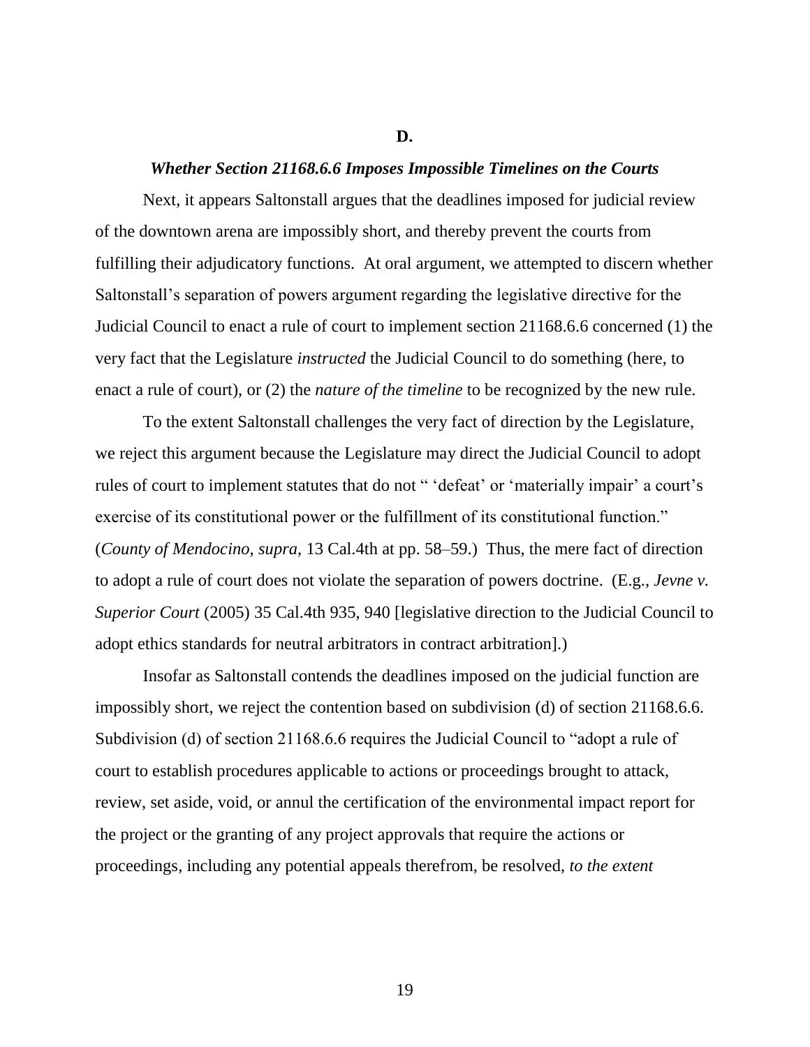### D.

### *Whether Section 21168.6.6 Imposes Impossible Timelines on the Courts*

Next, it appears Saltonstall argues that the deadlines imposed for judicial review of the downtown arena are impossibly short, and thereby prevent the courts from fulfilling their adjudicatory functions. At oral argument, we attempted to discern whether Saltonstall's separation of powers argument regarding the legislative directive for the Judicial Council to enact a rule of court to implement section 21168.6.6 concerned (1) the very fact that the Legislature *instructed* the Judicial Council to do something (here, to enact a rule of court), or (2) the *nature of the timeline* to be recognized by the new rule.

To the extent Saltonstall challenges the very fact of direction by the Legislature, we reject this argument because the Legislature may direct the Judicial Council to adopt rules of court to implement statutes that do not " 'defeat' or 'materially impair' a court's exercise of its constitutional power or the fulfillment of its constitutional function." (*County of Mendocino, supra*, 13 Cal.4th at pp. 58–59.) Thus, the mere fact of direction to adopt a rule of court does not violate the separation of powers doctrine. (E.g., *Jevne v. Superior Court* (2005) 35 Cal.4th 935, 940 [legislative direction to the Judicial Council to adopt ethics standards for neutral arbitrators in contract arbitration].)

Insofar as Saltonstall contends the deadlines imposed on the judicial function are impossibly short, we reject the contention based on subdivision (d) of section 21168.6.6. Subdivision (d) of section 21168.6.6 requires the Judicial Council to "adopt a rule of court to establish procedures applicable to actions or proceedings brought to attack, review, set aside, void, or annul the certification of the environmental impact report for the project or the granting of any project approvals that require the actions or proceedings, including any potential appeals therefrom, be resolved, *to the extent*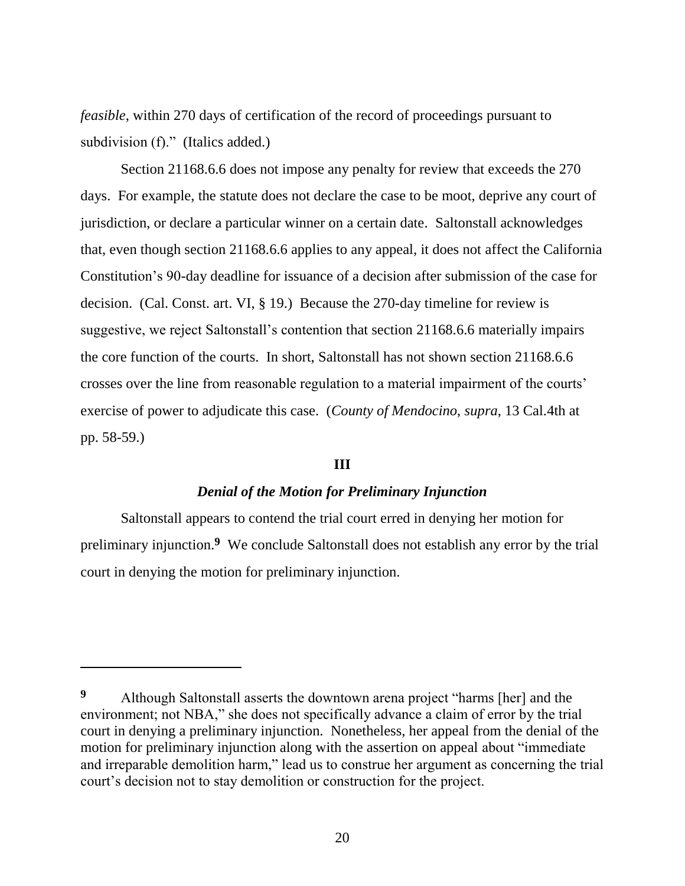*feasible*, within 270 days of certification of the record of proceedings pursuant to subdivision (f)." (Italics added.)

Section 21168.6.6 does not impose any penalty for review that exceeds the 270 days. For example, the statute does not declare the case to be moot, deprive any court of jurisdiction, or declare a particular winner on a certain date. Saltonstall acknowledges that, even though section 21168.6.6 applies to any appeal, it does not affect the California Constitution's 90-day deadline for issuance of a decision after submission of the case for decision. (Cal. Const. art. VI, § 19.) Because the 270-day timeline for review is suggestive, we reject Saltonstall's contention that section 21168.6.6 materially impairs the core function of the courts. In short, Saltonstall has not shown section 21168.6.6 crosses over the line from reasonable regulation to a material impairment of the courts' exercise of power to adjudicate this case. (*County of Mendocino*, *supra*, 13 Cal.4th at pp. 58-59.)

### III

### ***Denial of the Motion for Preliminary Injunction***

Saltonstall appears to contend the trial court erred in denying her motion for preliminary injunction.[9] We conclude Saltonstall does not establish any error by the trial court in denying the motion for preliminary injunction.

---

[9] Although Saltonstall asserts the downtown arena project "harms [her] and the environment; not NBA," she does not specifically advance a claim of error by the trial court in denying a preliminary injunction. Nonetheless, her appeal from the denial of the motion for preliminary injunction along with the assertion on appeal about "immediate and irreparable demolition harm," lead us to construe her argument as concerning the trial court's decision not to stay demolition or construction for the project.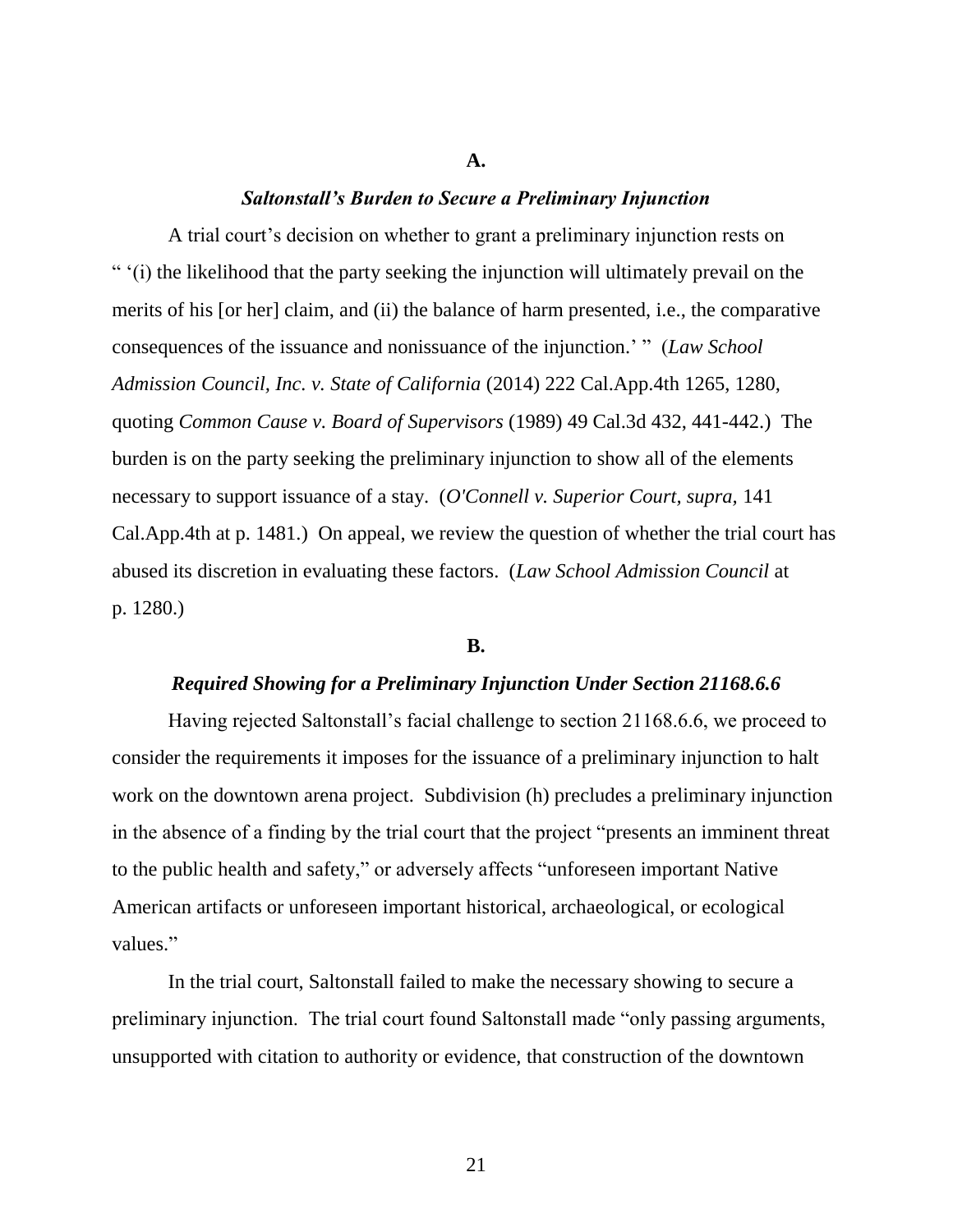**A.**

***Saltonstall's Burden to Secure a Preliminary Injunction***

A trial court's decision on whether to grant a preliminary injunction rests on " '(i) the likelihood that the party seeking the injunction will ultimately prevail on the merits of his [or her] claim, and (ii) the balance of harm presented, i.e., the comparative consequences of the issuance and nonissuance of the injunction.' " (*Law School Admission Council, Inc. v. State of California* (2014) 222 Cal.App.4th 1265, 1280, quoting *Common Cause v. Board of Supervisors* (1989) 49 Cal.3d 432, 441-442.) The burden is on the party seeking the preliminary injunction to show all of the elements necessary to support issuance of a stay. (*O'Connell v. Superior Court, supra,* 141 Cal.App.4th at p. 1481.) On appeal, we review the question of whether the trial court has abused its discretion in evaluating these factors. (*Law School Admission Council* at p. 1280.)

**B.**

***Required Showing for a Preliminary Injunction Under Section 21168.6.6***

Having rejected Saltonstall's facial challenge to section 21168.6.6, we proceed to consider the requirements it imposes for the issuance of a preliminary injunction to halt work on the downtown arena project. Subdivision (h) precludes a preliminary injunction in the absence of a finding by the trial court that the project "presents an imminent threat to the public health and safety," or adversely affects "unforeseen important Native American artifacts or unforeseen important historical, archaeological, or ecological values."

In the trial court, Saltonstall failed to make the necessary showing to secure a preliminary injunction. The trial court found Saltonstall made "only passing arguments, unsupported with citation to authority or evidence, that construction of the downtown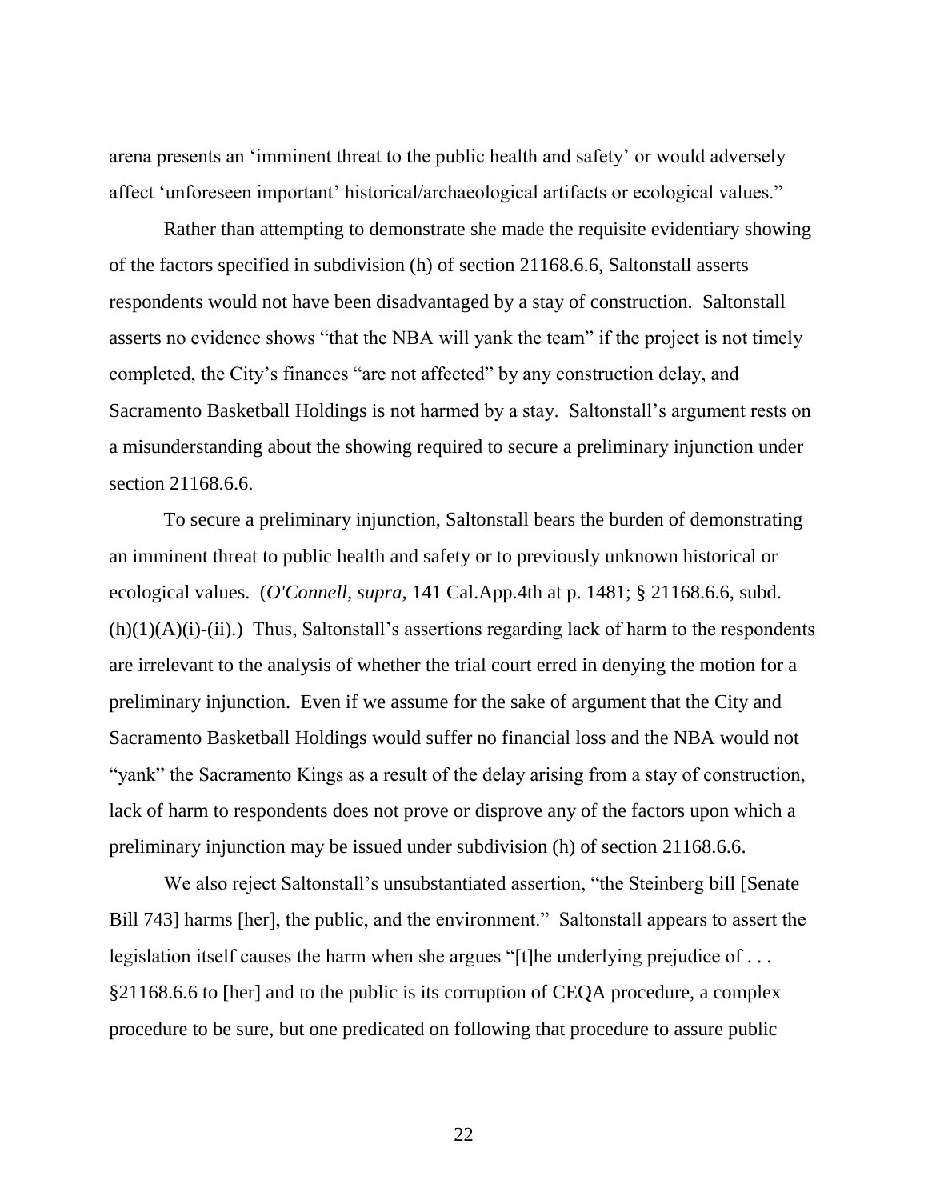arena presents an 'imminent threat to the public health and safety' or would adversely affect 'unforeseen important' historical/archaeological artifacts or ecological values."

Rather than attempting to demonstrate she made the requisite evidentiary showing of the factors specified in subdivision (h) of section 21168.6.6, Saltonstall asserts respondents would not have been disadvantaged by a stay of construction. Saltonstall asserts no evidence shows "that the NBA will yank the team" if the project is not timely completed, the City's finances "are not affected" by any construction delay, and Sacramento Basketball Holdings is not harmed by a stay. Saltonstall's argument rests on a misunderstanding about the showing required to secure a preliminary injunction under section 21168.6.6.

To secure a preliminary injunction, Saltonstall bears the burden of demonstrating an imminent threat to public health and safety or to previously unknown historical or ecological values. (*O'Connell, supra,* 141 Cal.App.4th at p. 1481; § 21168.6.6, subd. (h)(1)(A)(i)-(ii).) Thus, Saltonstall's assertions regarding lack of harm to the respondents are irrelevant to the analysis of whether the trial court erred in denying the motion for a preliminary injunction. Even if we assume for the sake of argument that the City and Sacramento Basketball Holdings would suffer no financial loss and the NBA would not "yank" the Sacramento Kings as a result of the delay arising from a stay of construction, lack of harm to respondents does not prove or disprove any of the factors upon which a preliminary injunction may be issued under subdivision (h) of section 21168.6.6.

We also reject Saltonstall's unsubstantiated assertion, "the Steinberg bill [Senate Bill 743] harms [her], the public, and the environment." Saltonstall appears to assert the legislation itself causes the harm when she argues "[t]he underlying prejudice of . . . §21168.6.6 to [her] and to the public is its corruption of CEQA procedure, a complex procedure to be sure, but one predicated on following that procedure to assure public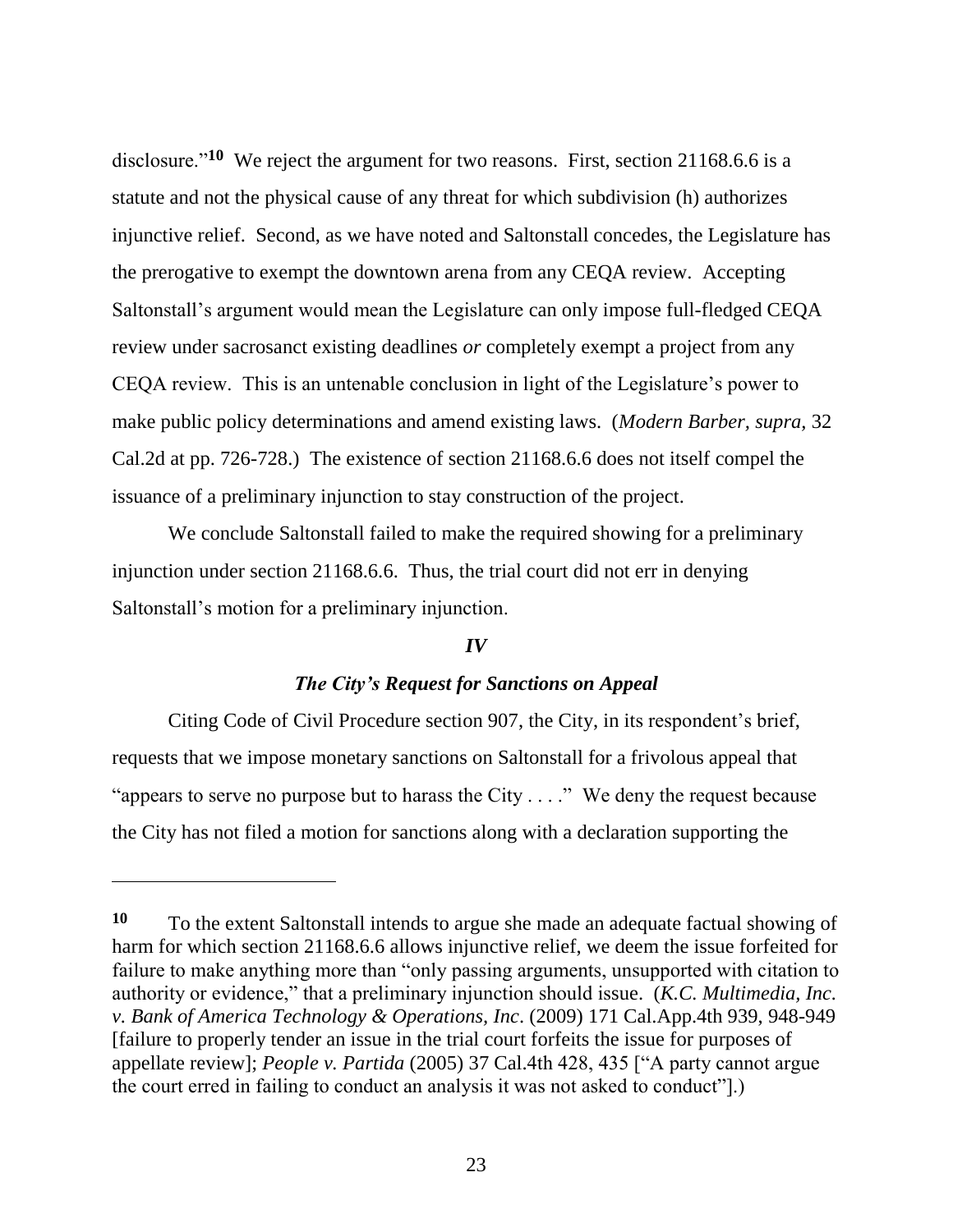disclosure."[10] We reject the argument for two reasons. First, section 21168.6.6 is a statute and not the physical cause of any threat for which subdivision (h) authorizes injunctive relief. Second, as we have noted and Saltonstall concedes, the Legislature has the prerogative to exempt the downtown arena from any CEQA review. Accepting Saltonstall's argument would mean the Legislature can only impose full-fledged CEQA review under sacrosanct existing deadlines *or* completely exempt a project from any CEQA review. This is an untenable conclusion in light of the Legislature's power to make public policy determinations and amend existing laws. (*Modern Barber, supra,* 32 Cal.2d at pp. 726-728.) The existence of section 21168.6.6 does not itself compel the issuance of a preliminary injunction to stay construction of the project.

We conclude Saltonstall failed to make the required showing for a preliminary injunction under section 21168.6.6. Thus, the trial court did not err in denying Saltonstall's motion for a preliminary injunction.

### *IV*

### *The City's Request for Sanctions on Appeal*

Citing Code of Civil Procedure section 907, the City, in its respondent's brief, requests that we impose monetary sanctions on Saltonstall for a frivolous appeal that "appears to serve no purpose but to harass the City . . . ." We deny the request because the City has not filed a motion for sanctions along with a declaration supporting the

---

[10] To the extent Saltonstall intends to argue she made an adequate factual showing of harm for which section 21168.6.6 allows injunctive relief, we deem the issue forfeited for failure to make anything more than "only passing arguments, unsupported with citation to authority or evidence," that a preliminary injunction should issue. (*K.C. Multimedia, Inc. v. Bank of America Technology & Operations, Inc*. (2009) 171 Cal.App.4th 939, 948-949 [failure to properly tender an issue in the trial court forfeits the issue for purposes of appellate review]; *People v. Partida* (2005) 37 Cal.4th 428, 435 ["A party cannot argue the court erred in failing to conduct an analysis it was not asked to conduct"].)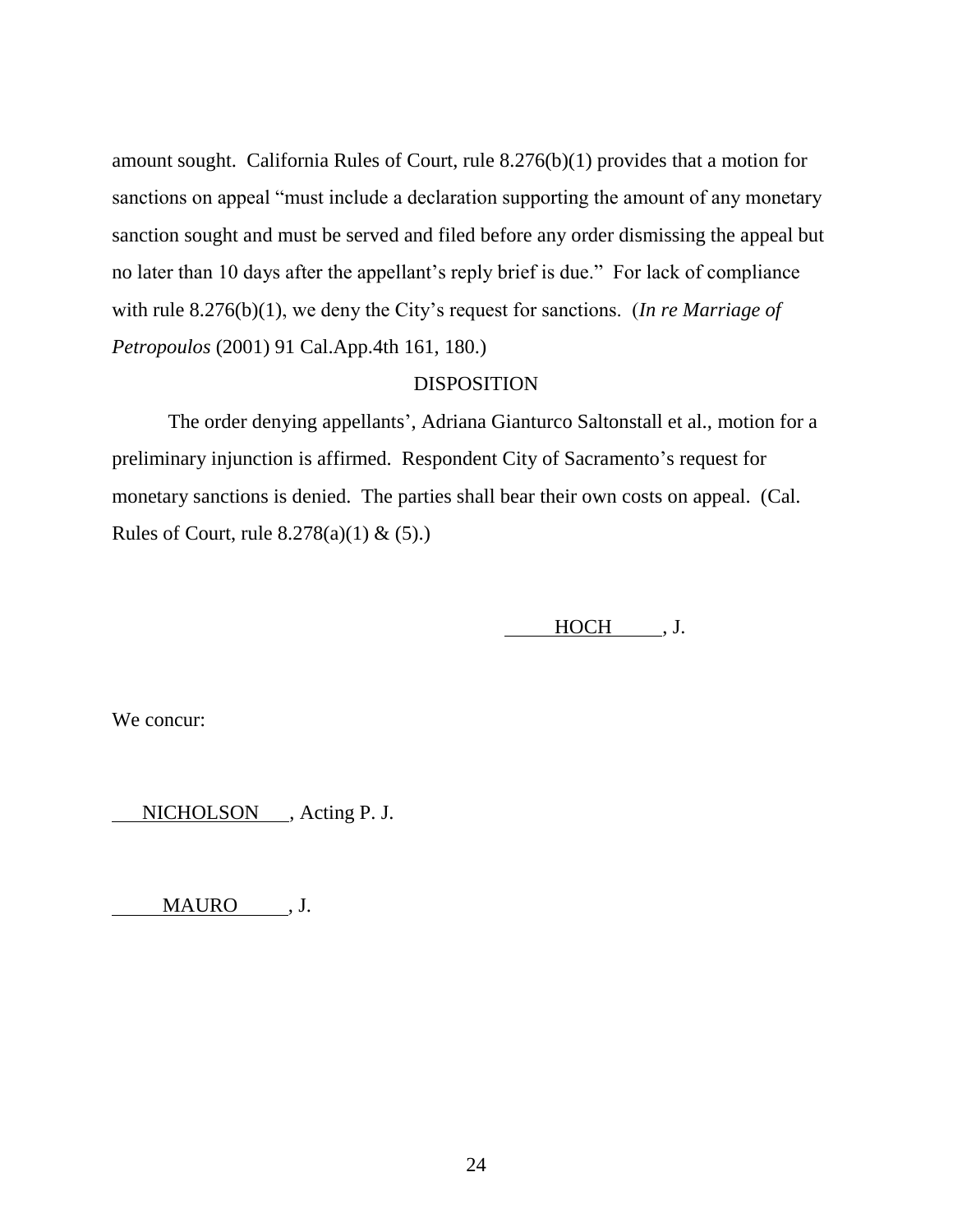amount sought. California Rules of Court, rule 8.276(b)(1) provides that a motion for sanctions on appeal "must include a declaration supporting the amount of any monetary sanction sought and must be served and filed before any order dismissing the appeal but no later than 10 days after the appellant's reply brief is due." For lack of compliance with rule 8.276(b)(1), we deny the City's request for sanctions. (*In re Marriage of Petropoulos* (2001) 91 Cal.App.4th 161, 180.)

DISPOSITION

The order denying appellants', Adriana Gianturco Saltonstall et al., motion for a preliminary injunction is affirmed. Respondent City of Sacramento's request for monetary sanctions is denied. The parties shall bear their own costs on appeal. (Cal. Rules of Court, rule 8.278(a)(1) & (5).)

HOCH, J.

We concur:

NICHOLSON, Acting P. J.

MAURO, J.